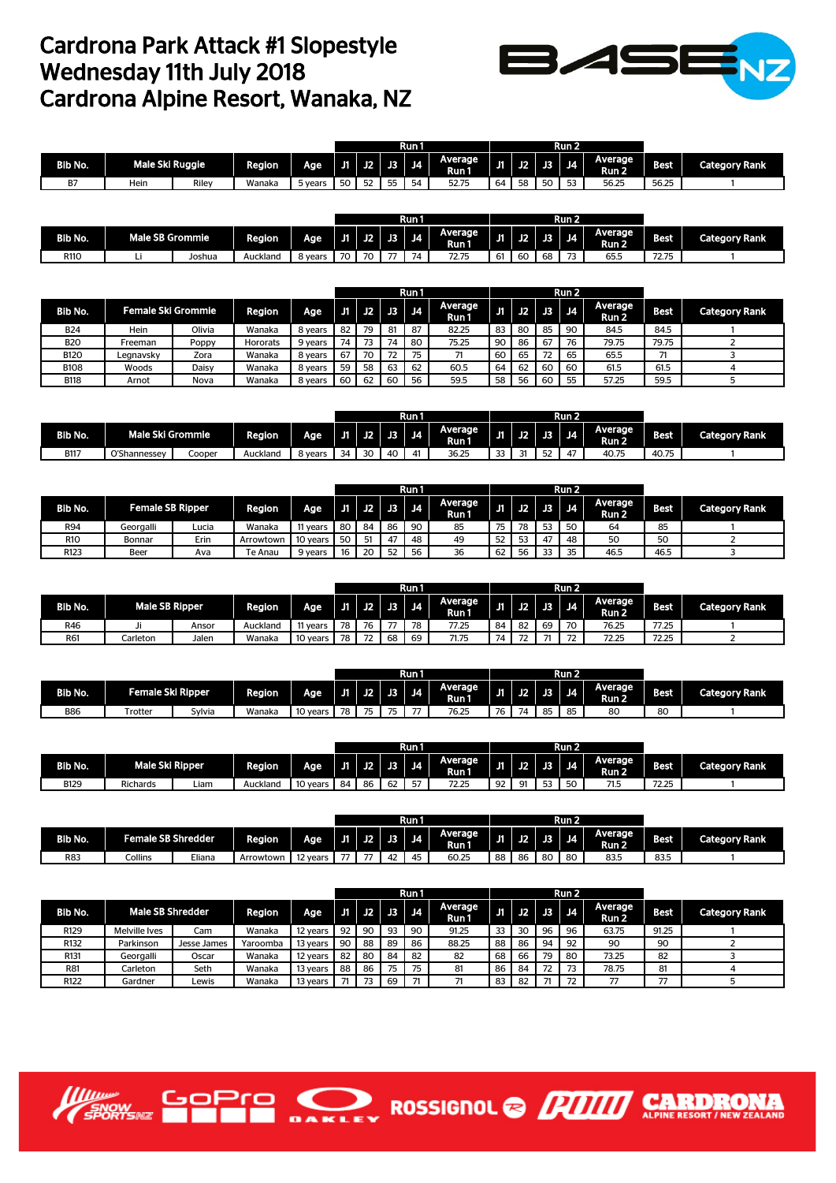# Cardrona Park Attack #1 Slopestyle
# Wednesday 11th July 2018
# Cardrona Alpine Resort, Wanaka, NZ

| Bib No. | Male Ski Ruggie | | Region | Age | Run 1 J1 | J2 | J3 | J4 | Average Run 1 | Run 2 J1 | J2 | J3 | J4 | Average Run 2 | Best | Category Rank |
|---|---|---|---|---|---|---|---|---|---|---|---|---|---|---|---|---|
| B7 | Hein | Riley | Wanaka | 5 years | 50 | 52 | 55 | 54 | 52.75 | 64 | 58 | 50 | 53 | 56.25 | 56.25 | 1 |

| Bib No. | Male SB Grommie | | Region | Age | Run 1 J1 | J2 | J3 | J4 | Average Run 1 | Run 2 J1 | J2 | J3 | J4 | Average Run 2 | Best | Category Rank |
|---|---|---|---|---|---|---|---|---|---|---|---|---|---|---|---|---|
| R110 | Li | Joshua | Auckland | 8 years | 70 | 70 | 77 | 74 | 72.75 | 61 | 60 | 68 | 73 | 65.5 | 72.75 | 1 |

| Bib No. | Female Ski Grommie | | Region | Age | Run 1 J1 | J2 | J3 | J4 | Average Run 1 | Run 2 J1 | J2 | J3 | J4 | Average Run 2 | Best | Category Rank |
|---|---|---|---|---|---|---|---|---|---|---|---|---|---|---|---|---|
| B24 | Hein | Olivia | Wanaka | 8 years | 82 | 79 | 81 | 87 | 82.25 | 83 | 80 | 85 | 90 | 84.5 | 84.5 | 1 |
| B20 | Freeman | Poppy | Hororats | 9 years | 74 | 73 | 74 | 80 | 75.25 | 90 | 86 | 67 | 76 | 79.75 | 79.75 | 2 |
| B120 | Legnavsky | Zora | Wanaka | 8 years | 67 | 70 | 72 | 75 | 71 | 60 | 65 | 72 | 65 | 65.5 | 71 | 3 |
| B108 | Woods | Daisy | Wanaka | 8 years | 59 | 58 | 63 | 62 | 60.5 | 64 | 62 | 60 | 60 | 61.5 | 61.5 | 4 |
| B118 | Arnot | Nova | Wanaka | 8 years | 60 | 62 | 60 | 56 | 59.5 | 58 | 56 | 60 | 55 | 57.25 | 59.5 | 5 |

| Bib No. | Male Ski Grommie | | Region | Age | Run 1 J1 | J2 | J3 | J4 | Average Run 1 | Run 2 J1 | J2 | J3 | J4 | Average Run 2 | Best | Category Rank |
|---|---|---|---|---|---|---|---|---|---|---|---|---|---|---|---|---|
| B117 | O'Shannessey | Cooper | Auckland | 8 years | 34 | 30 | 40 | 41 | 36.25 | 33 | 31 | 52 | 47 | 40.75 | 40.75 | 1 |

| Bib No. | Female SB Ripper | | Region | Age | Run 1 J1 | J2 | J3 | J4 | Average Run 1 | Run 2 J1 | J2 | J3 | J4 | Average Run 2 | Best | Category Rank |
|---|---|---|---|---|---|---|---|---|---|---|---|---|---|---|---|---|
| R94 | Georgalli | Lucia | Wanaka | 11 years | 80 | 84 | 86 | 90 | 85 | 75 | 78 | 53 | 50 | 64 | 85 | 1 |
| R10 | Bonnar | Erin | Arrowtown | 10 years | 50 | 51 | 47 | 48 | 49 | 52 | 53 | 47 | 48 | 50 | 50 | 2 |
| R123 | Beer | Ava | Te Anau | 9 years | 16 | 20 | 52 | 56 | 36 | 62 | 56 | 33 | 35 | 46.5 | 46.5 | 3 |

| Bib No. | Male SB Ripper | | Region | Age | Run 1 J1 | J2 | J3 | J4 | Average Run 1 | Run 2 J1 | J2 | J3 | J4 | Average Run 2 | Best | Category Rank |
|---|---|---|---|---|---|---|---|---|---|---|---|---|---|---|---|---|
| R46 | Ji | Ansor | Auckland | 11 years | 78 | 76 | 77 | 78 | 77.25 | 84 | 82 | 69 | 70 | 76.25 | 77.25 | 1 |
| R61 | Carleton | Jalen | Wanaka | 10 years | 78 | 72 | 68 | 69 | 71.75 | 74 | 72 | 71 | 72 | 72.25 | 72.25 | 2 |

| Bib No. | Female Ski Ripper | | Region | Age | Run 1 J1 | J2 | J3 | J4 | Average Run 1 | Run 2 J1 | J2 | J3 | J4 | Average Run 2 | Best | Category Rank |
|---|---|---|---|---|---|---|---|---|---|---|---|---|---|---|---|---|
| B86 | Trotter | Sylvia | Wanaka | 10 years | 78 | 75 | 75 | 77 | 76.25 | 76 | 74 | 85 | 85 | 80 | 80 | 1 |

| Bib No. | Male Ski Ripper | | Region | Age | Run 1 J1 | J2 | J3 | J4 | Average Run 1 | Run 2 J1 | J2 | J3 | J4 | Average Run 2 | Best | Category Rank |
|---|---|---|---|---|---|---|---|---|---|---|---|---|---|---|---|---|
| B129 | Richards | Liam | Auckland | 10 years | 84 | 86 | 62 | 57 | 72.25 | 92 | 91 | 53 | 50 | 71.5 | 72.25 | 1 |

| Bib No. | Female SB Shredder | | Region | Age | Run 1 J1 | J2 | J3 | J4 | Average Run 1 | Run 2 J1 | J2 | J3 | J4 | Average Run 2 | Best | Category Rank |
|---|---|---|---|---|---|---|---|---|---|---|---|---|---|---|---|---|
| R83 | Collins | Eliana | Arrowtown | 12 years | 77 | 77 | 42 | 45 | 60.25 | 88 | 86 | 80 | 80 | 83.5 | 83.5 | 1 |

| Bib No. | Male SB Shredder | | Region | Age | Run 1 J1 | J2 | J3 | J4 | Average Run 1 | Run 2 J1 | J2 | J3 | J4 | Average Run 2 | Best | Category Rank |
|---|---|---|---|---|---|---|---|---|---|---|---|---|---|---|---|---|
| R129 | Melville Ives | Cam | Wanaka | 12 years | 92 | 90 | 93 | 90 | 91.25 | 33 | 30 | 96 | 96 | 63.75 | 91.25 | 1 |
| R132 | Parkinson | Jesse James | Yaroomba | 13 years | 90 | 88 | 89 | 86 | 88.25 | 88 | 86 | 94 | 92 | 90 | 90 | 2 |
| R131 | Georgalli | Oscar | Wanaka | 12 years | 82 | 80 | 84 | 82 | 82 | 68 | 66 | 79 | 80 | 73.25 | 82 | 3 |
| R81 | Carleton | Seth | Wanaka | 13 years | 88 | 86 | 75 | 75 | 81 | 86 | 84 | 72 | 73 | 78.75 | 81 | 4 |
| R122 | Gardner | Lewis | Wanaka | 13 years | 71 | 73 | 69 | 71 | 71 | 83 | 82 | 71 | 72 | 77 | 77 | 5 |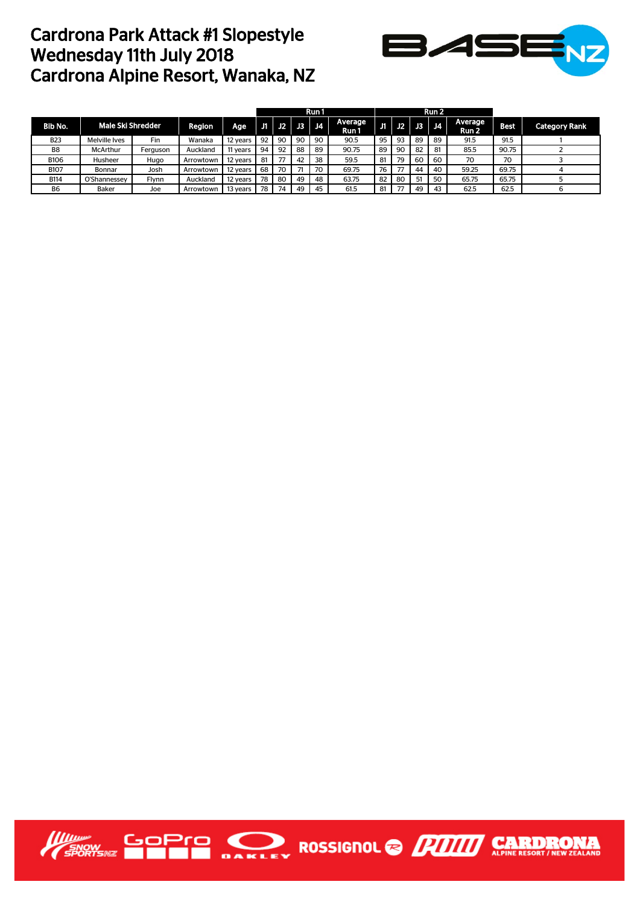# Cardrona Park Attack #1 Slopestyle
# Wednesday 11th July 2018
# Cardrona Alpine Resort, Wanaka, NZ

| Bib No. | Male Ski Shredder | | Region | Age | Run 1 J1 | Run 1 J2 | Run 1 J3 | Run 1 J4 | Average Run 1 | Run 2 J1 | Run 2 J2 | Run 2 J3 | Run 2 J4 | Average Run 2 | Best | Category Rank |
|---|---|---|---|---|---|---|---|---|---|---|---|---|---|---|---|---|
| B23 | Melville Ives | Fin | Wanaka | 12 years | 92 | 90 | 90 | 90 | 90.5 | 95 | 93 | 89 | 89 | 91.5 | 91.5 | 1 |
| B8 | McArthur | Ferguson | Auckland | 11 years | 94 | 92 | 88 | 89 | 90.75 | 89 | 90 | 82 | 81 | 85.5 | 90.75 | 2 |
| B106 | Husheer | Hugo | Arrowtown | 12 years | 81 | 77 | 42 | 38 | 59.5 | 81 | 79 | 60 | 60 | 70 | 70 | 3 |
| B107 | Bonnar | Josh | Arrowtown | 12 years | 68 | 70 | 71 | 70 | 69.75 | 76 | 77 | 44 | 40 | 59.25 | 69.75 | 4 |
| B114 | O'Shannessey | Flynn | Auckland | 12 years | 78 | 80 | 49 | 48 | 63.75 | 82 | 80 | 51 | 50 | 65.75 | 65.75 | 5 |
| B6 | Baker | Joe | Arrowtown | 13 years | 78 | 74 | 49 | 45 | 61.5 | 81 | 77 | 49 | 43 | 62.5 | 62.5 | 6 |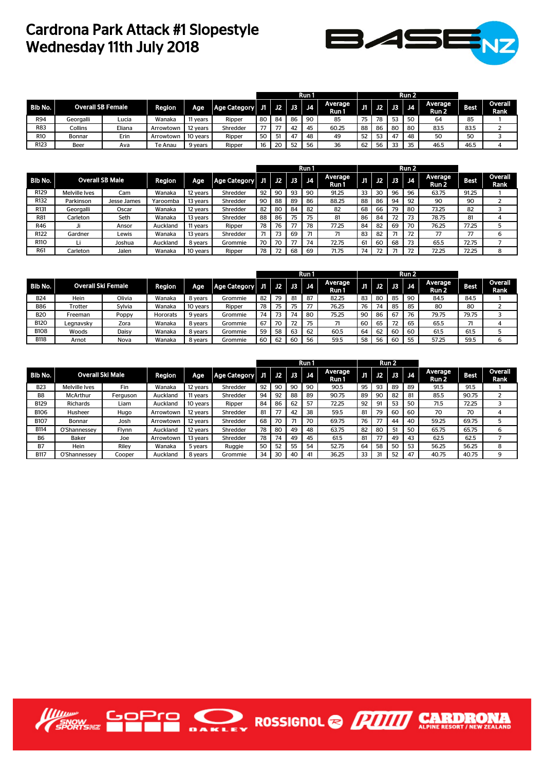# Cardrona Park Attack #1 Slopestyle
# Wednesday 11th July 2018

| Bib No. | Overall SB Female | | Region | Age | Age Category | Run 1 J1 | J2 | J3 | J4 | Average Run 1 | Run 2 J1 | J2 | J3 | J4 | Average Run 2 | Best | Overall Rank |
|---|---|---|---|---|---|---|---|---|---|---|---|---|---|---|---|---|---|
| R94 | Georgalli | Lucia | Wanaka | 11 years | Ripper | 80 | 84 | 86 | 90 | 85 | 75 | 78 | 53 | 50 | 64 | 85 | 1 |
| R83 | Collins | Eliana | Arrowtown | 12 years | Shredder | 77 | 77 | 42 | 45 | 60.25 | 88 | 86 | 80 | 80 | 83.5 | 83.5 | 2 |
| R10 | Bonnar | Erin | Arrowtown | 10 years | Ripper | 50 | 51 | 47 | 48 | 49 | 52 | 53 | 47 | 48 | 50 | 50 | 3 |
| R123 | Beer | Ava | Te Anau | 9 years | Ripper | 16 | 20 | 52 | 56 | 36 | 62 | 56 | 33 | 35 | 46.5 | 46.5 | 4 |

| Bib No. | Overall SB Male | | Region | Age | Age Category | Run 1 J1 | J2 | J3 | J4 | Average Run 1 | Run 2 J1 | J2 | J3 | J4 | Average Run 2 | Best | Overall Rank |
|---|---|---|---|---|---|---|---|---|---|---|---|---|---|---|---|---|---|
| R129 | Melville Ives | Cam | Wanaka | 12 years | Shredder | 92 | 90 | 93 | 90 | 91.25 | 33 | 30 | 96 | 96 | 63.75 | 91.25 | 1 |
| R132 | Parkinson | Jesse James | Yaroomba | 13 years | Shredder | 90 | 88 | 89 | 86 | 88.25 | 88 | 86 | 94 | 92 | 90 | 90 | 2 |
| R131 | Georgalli | Oscar | Wanaka | 12 years | Shredder | 82 | 80 | 84 | 82 | 82 | 68 | 66 | 79 | 80 | 73.25 | 82 | 3 |
| R81 | Carleton | Seth | Wanaka | 13 years | Shredder | 88 | 86 | 75 | 75 | 81 | 86 | 84 | 72 | 73 | 78.75 | 81 | 4 |
| R46 | Ji | Anson | Auckland | 11 years | Ripper | 78 | 76 | 77 | 78 | 77.25 | 84 | 82 | 69 | 70 | 76.25 | 77.25 | 5 |
| R122 | Gardner | Lewis | Wanaka | 13 years | Shredder | 71 | 73 | 69 | 71 | 71 | 83 | 82 | 71 | 72 | 77 | 77 | 6 |
| R110 | Li | Joshua | Auckland | 8 years | Grommie | 70 | 70 | 77 | 74 | 72.75 | 61 | 60 | 68 | 73 | 65.5 | 72.75 | 7 |
| R61 | Carleton | Jalen | Wanaka | 10 years | Ripper | 78 | 72 | 68 | 69 | 71.75 | 74 | 72 | 71 | 72 | 72.25 | 72.25 | 8 |

| Bib No. | Overall Ski Female | | Region | Age | Age Category | Run 1 J1 | J2 | J3 | J4 | Average Run 1 | Run 2 J1 | J2 | J3 | J4 | Average Run 2 | Best | Overall Rank |
|---|---|---|---|---|---|---|---|---|---|---|---|---|---|---|---|---|---|
| B24 | Hein | Olivia | Wanaka | 8 years | Grommie | 82 | 79 | 81 | 87 | 82.25 | 83 | 80 | 85 | 90 | 84.5 | 84.5 | 1 |
| B86 | Trotter | Sylvia | Wanaka | 10 years | Ripper | 78 | 75 | 75 | 77 | 76.25 | 76 | 74 | 85 | 85 | 80 | 80 | 2 |
| B20 | Freeman | Poppy | Hororats | 9 years | Grommie | 74 | 73 | 74 | 80 | 75.25 | 90 | 86 | 67 | 76 | 79.75 | 79.75 | 3 |
| B120 | Legnavsky | Zora | Wanaka | 8 years | Grommie | 67 | 70 | 72 | 75 | 71 | 60 | 65 | 72 | 65 | 65.5 | 71 | 4 |
| B108 | Woods | Daisy | Wanaka | 8 years | Grommie | 59 | 58 | 63 | 62 | 60.5 | 64 | 62 | 60 | 60 | 61.5 | 61.5 | 5 |
| B118 | Arnot | Nova | Wanaka | 8 years | Grommie | 60 | 62 | 60 | 56 | 59.5 | 58 | 56 | 60 | 55 | 57.25 | 59.5 | 6 |

| Bib No. | Overall Ski Male | | Region | Age | Age Category | Run 1 J1 | J2 | J3 | J4 | Average Run 1 | Run 2 J1 | J2 | J3 | J4 | Average Run 2 | Best | Overall Rank |
|---|---|---|---|---|---|---|---|---|---|---|---|---|---|---|---|---|---|
| B23 | Melville Ives | Fin | Wanaka | 12 years | Shredder | 92 | 90 | 90 | 90 | 90.5 | 95 | 93 | 89 | 89 | 91.5 | 91.5 | 1 |
| B8 | McArthur | Ferguson | Auckland | 11 years | Shredder | 94 | 92 | 88 | 89 | 90.75 | 89 | 90 | 82 | 81 | 85.5 | 90.75 | 2 |
| B129 | Richards | Liam | Auckland | 10 years | Ripper | 84 | 86 | 62 | 57 | 72.25 | 92 | 91 | 53 | 50 | 71.5 | 72.25 | 3 |
| B106 | Husheer | Hugo | Arrowtown | 12 years | Shredder | 81 | 77 | 42 | 38 | 59.5 | 81 | 79 | 60 | 60 | 70 | 70 | 4 |
| B107 | Bonnar | Josh | Arrowtown | 12 years | Shredder | 68 | 70 | 71 | 70 | 69.75 | 76 | 77 | 44 | 40 | 59.25 | 69.75 | 5 |
| B114 | O'Shannessey | Flynn | Auckland | 12 years | Shredder | 78 | 80 | 49 | 48 | 63.75 | 82 | 80 | 51 | 50 | 65.75 | 65.75 | 6 |
| B6 | Baker | Joe | Arrowtown | 13 years | Shredder | 78 | 74 | 49 | 45 | 61.5 | 81 | 77 | 49 | 43 | 62.5 | 62.5 | 7 |
| B7 | Hein | Riley | Wanaka | 5 years | Ruggie | 50 | 52 | 55 | 54 | 52.75 | 64 | 58 | 50 | 53 | 56.25 | 56.25 | 8 |
| B117 | O'Shannessey | Cooper | Auckland | 8 years | Grommie | 34 | 30 | 40 | 41 | 36.25 | 33 | 31 | 52 | 47 | 40.75 | 40.75 | 9 |